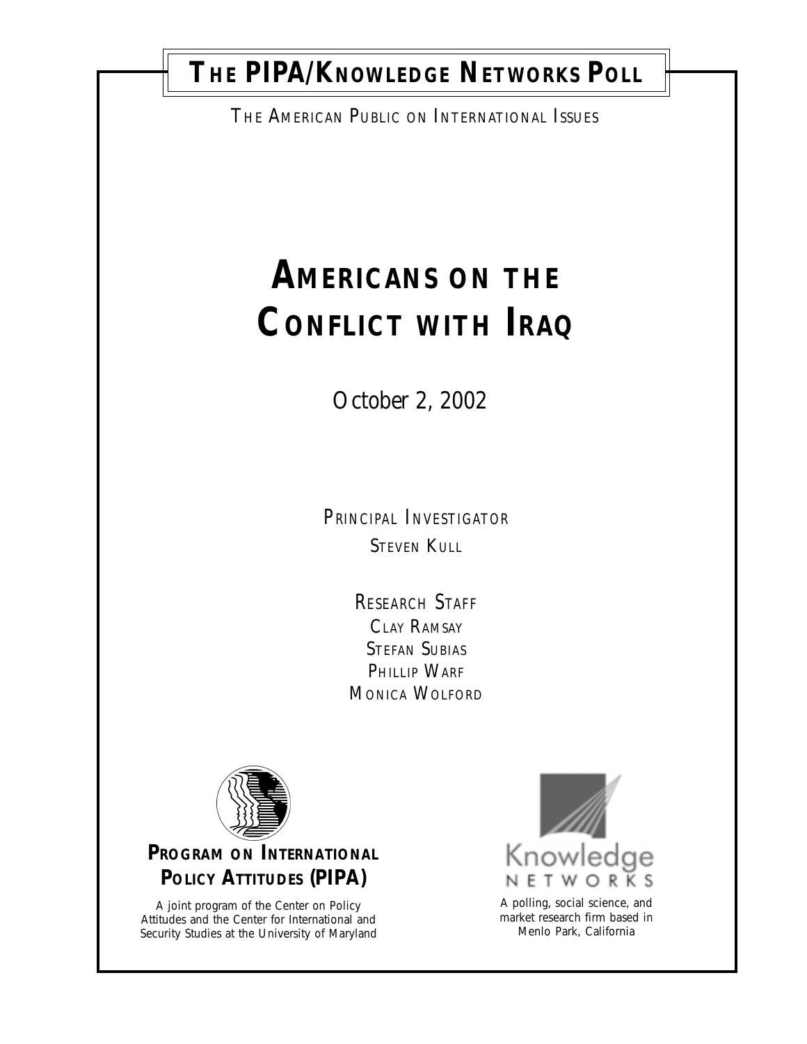# The PIPA/Knowledge Networks Poll

The American Public on International Issues

# Americans on the Conflict with Iraq

October 2, 2002

Principal Investigator
Steven Kull

Research Staff
Clay Ramsay
Stefan Subias
Phillip Warf
Monica Wolford

**Program on International Policy Attitudes (PIPA)**

A joint program of the Center on Policy Attitudes and the Center for International and Security Studies at the University of Maryland

Knowledge Networks

A polling, social science, and market research firm based in Menlo Park, California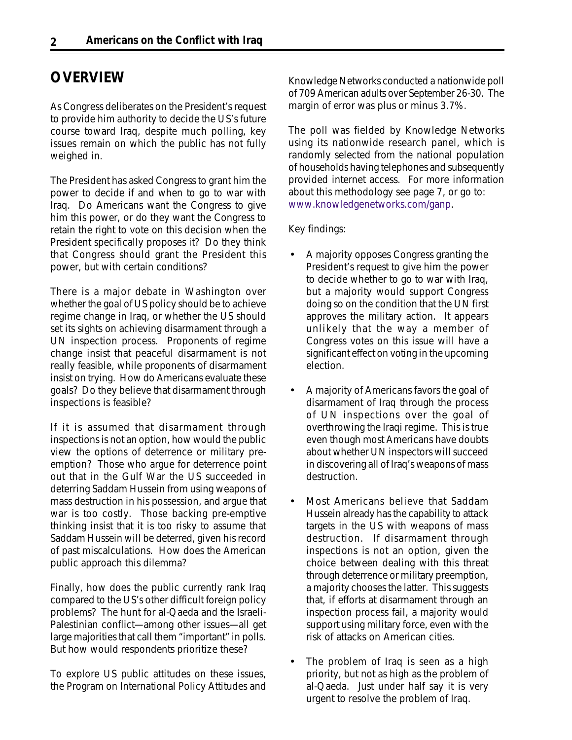## OVERVIEW

As Congress deliberates on the President's request to provide him authority to decide the US's future course toward Iraq, despite much polling, key issues remain on which the public has not fully weighed in.

The President has asked Congress to grant him the power to decide if and when to go to war with Iraq. Do Americans want the Congress to give him this power, or do they want the Congress to retain the right to vote on this decision when the President specifically proposes it? Do they think that Congress should grant the President this power, but with certain conditions?

There is a major debate in Washington over whether the goal of US policy should be to achieve regime change in Iraq, or whether the US should set its sights on achieving disarmament through a UN inspection process. Proponents of regime change insist that peaceful disarmament is not really feasible, while proponents of disarmament insist on trying. How do Americans evaluate these goals? Do they believe that disarmament through inspections is feasible?

If it is assumed that disarmament through inspections is not an option, how would the public view the options of deterrence or military pre-emption? Those who argue for deterrence point out that in the Gulf War the US succeeded in deterring Saddam Hussein from using weapons of mass destruction in his possession, and argue that war is too costly. Those backing pre-emptive thinking insist that it is too risky to assume that Saddam Hussein will be deterred, given his record of past miscalculations. How does the American public approach this dilemma?

Finally, how does the public currently rank Iraq compared to the US's other difficult foreign policy problems? The hunt for al-Qaeda and the Israeli-Palestinian conflict—among other issues—all get large majorities that call them "important" in polls. But how would respondents prioritize these?

To explore US public attitudes on these issues, the Program on International Policy Attitudes and Knowledge Networks conducted a nationwide poll of 709 American adults over September 26-30. The margin of error was plus or minus 3.7%.

The poll was fielded by Knowledge Networks using its nationwide research panel, which is randomly selected from the national population of households having telephones and subsequently provided internet access. For more information about this methodology see page 7, or go to: www.knowledgenetworks.com/ganp.

Key findings:

- A majority opposes Congress granting the President's request to give him the power to decide whether to go to war with Iraq, but a majority would support Congress doing so on the condition that the UN first approves the military action. It appears unlikely that the way a member of Congress votes on this issue will have a significant effect on voting in the upcoming election.
- A majority of Americans favors the goal of disarmament of Iraq through the process of UN inspections over the goal of overthrowing the Iraqi regime. This is true even though most Americans have doubts about whether UN inspectors will succeed in discovering all of Iraq's weapons of mass destruction.
- Most Americans believe that Saddam Hussein already has the capability to attack targets in the US with weapons of mass destruction. If disarmament through inspections is not an option, given the choice between dealing with this threat through deterrence or military preemption, a majority chooses the latter. This suggests that, if efforts at disarmament through an inspection process fail, a majority would support using military force, even with the risk of attacks on American cities.
- The problem of Iraq is seen as a high priority, but not as high as the problem of al-Qaeda. Just under half say it is very urgent to resolve the problem of Iraq.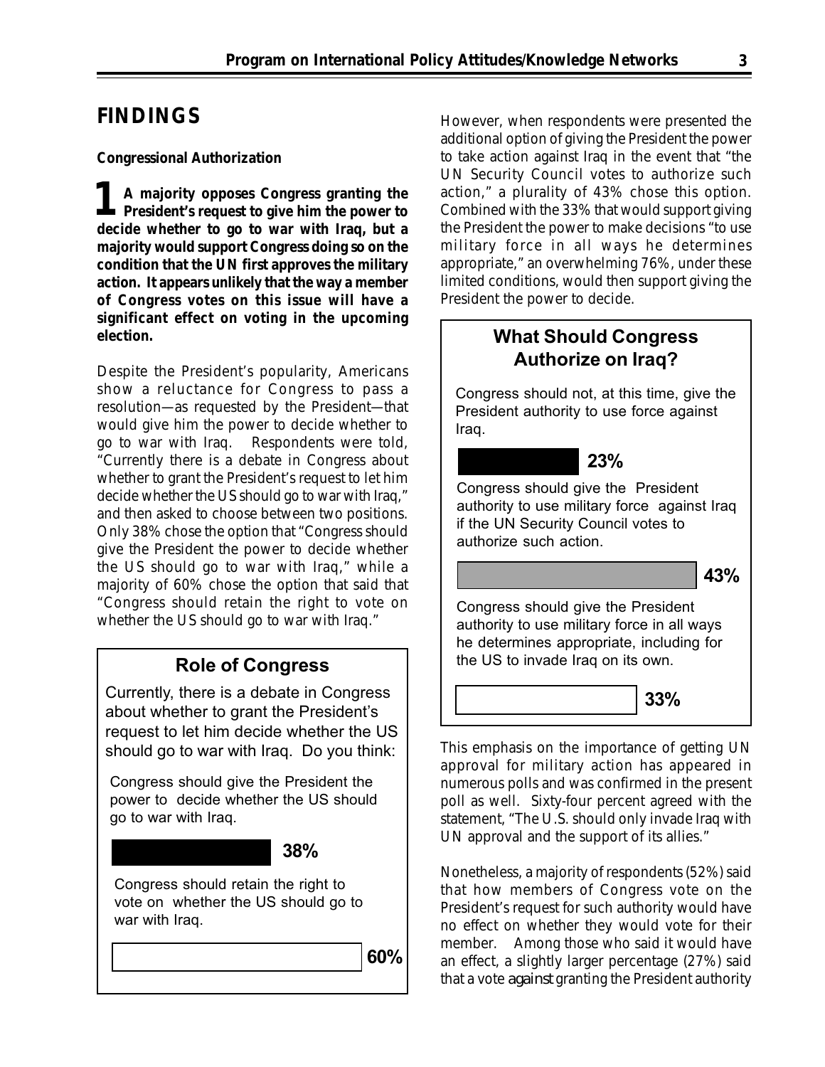## FINDINGS

**Congressional Authorization**

**1 A majority opposes Congress granting the President's request to give him the power to decide whether to go to war with Iraq, but a majority would support Congress doing so on the condition that the UN first approves the military action. It appears unlikely that the way a member of Congress votes on this issue will have a significant effect on voting in the upcoming election.**

Despite the President's popularity, Americans show a reluctance for Congress to pass a resolution—as requested by the President—that would give him the power to decide whether to go to war with Iraq. Respondents were told, "Currently there is a debate in Congress about whether to grant the President's request to let him decide whether the US should go to war with Iraq," and then asked to choose between two positions. Only 38% chose the option that "Congress should give the President the power to decide whether the US should go to war with Iraq," while a majority of 60% chose the option that said that "Congress should retain the right to vote on whether the US should go to war with Iraq."

**Role of Congress**

Currently, there is a debate in Congress about whether to grant the President's request to let him decide whether the US should go to war with Iraq. Do you think:

| Response | % |
| --- | --- |
| Congress should give the President the power to decide whether the US should go to war with Iraq. | 38% |
| Congress should retain the right to vote on whether the US should go to war with Iraq. | 60% |

However, when respondents were presented the additional option of giving the President the power to take action against Iraq in the event that "the UN Security Council votes to authorize such action," a plurality of 43% chose this option. Combined with the 33% that would support giving the President the power to make decisions "to use military force in all ways he determines appropriate," an overwhelming 76%, under these limited conditions, would then support giving the President the power to decide.

**What Should Congress Authorize on Iraq?**

| Response | % |
| --- | --- |
| Congress should not, at this time, give the President authority to use force against Iraq. | 23% |
| Congress should give the President authority to use military force against Iraq if the UN Security Council votes to authorize such action. | 43% |
| Congress should give the President authority to use military force in all ways he determines appropriate, including for the US to invade Iraq on its own. | 33% |

This emphasis on the importance of getting UN approval for military action has appeared in numerous polls and was confirmed in the present poll as well. Sixty-four percent agreed with the statement, "The U.S. should only invade Iraq with UN approval and the support of its allies."

Nonetheless, a majority of respondents (52%) said that how members of Congress vote on the President's request for such authority would have no effect on whether they would vote for their member. Among those who said it would have an effect, a slightly larger percentage (27%) said that a vote *against* granting the President authority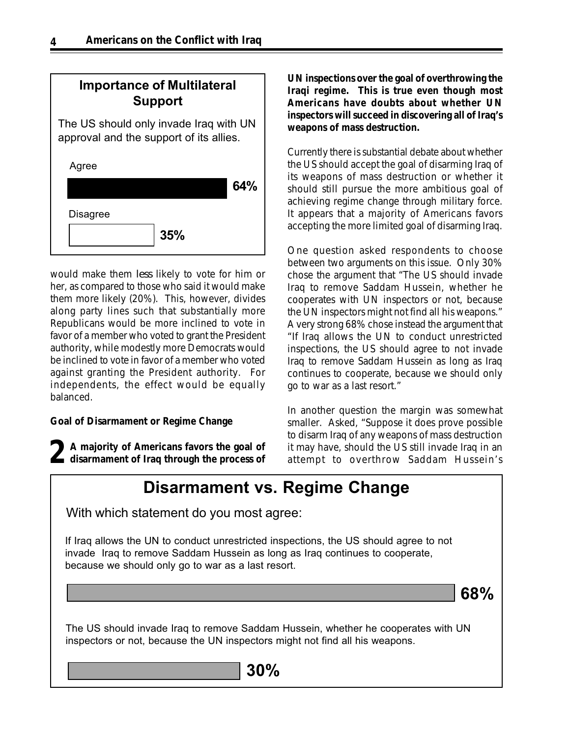**Importance of Multilateral Support**

The US should only invade Iraq with UN approval and the support of its allies.

| Response | Percent |
| --- | --- |
| Agree | 64% |
| Disagree | 35% |

would make them *less* likely to vote for him or her, as compared to those who said it would make them more likely (20%). This, however, divides along party lines such that substantially more Republicans would be more inclined to vote in favor of a member who voted to grant the President authority, while modestly more Democrats would be inclined to vote in favor of a member who voted against granting the President authority. For independents, the effect would be equally balanced.

### Goal of Disarmament or Regime Change

**2 A majority of Americans favors the goal of disarmament of Iraq through the process of UN inspections over the goal of overthrowing the Iraqi regime. This is true even though most Americans have doubts about whether UN inspectors will succeed in discovering all of Iraq's weapons of mass destruction.**

Currently there is substantial debate about whether the US should accept the goal of disarming Iraq of its weapons of mass destruction or whether it should still pursue the more ambitious goal of achieving regime change through military force. It appears that a majority of Americans favors accepting the more limited goal of disarming Iraq.

One question asked respondents to choose between two arguments on this issue. Only 30% chose the argument that "The US should invade Iraq to remove Saddam Hussein, whether he cooperates with UN inspectors or not, because the UN inspectors might not find all his weapons." A very strong 68% chose instead the argument that "If Iraq allows the UN to conduct unrestricted inspections, the US should agree to not invade Iraq to remove Saddam Hussein as long as Iraq continues to cooperate, because we should only go to war as a last resort."

In another question the margin was somewhat smaller. Asked, "Suppose it does prove possible to disarm Iraq of any weapons of mass destruction it may have, should the US still invade Iraq in an attempt to overthrow Saddam Hussein's

**Disarmament vs. Regime Change**

With which statement do you most agree:

| Statement | Percent |
| --- | --- |
| If Iraq allows the UN to conduct unrestricted inspections, the US should agree to not invade Iraq to remove Saddam Hussein as long as Iraq continues to cooperate, because we should only go to war as a last resort. | 68% |
| The US should invade Iraq to remove Saddam Hussein, whether he cooperates with UN inspectors or not, because the UN inspectors might not find all his weapons. | 30% |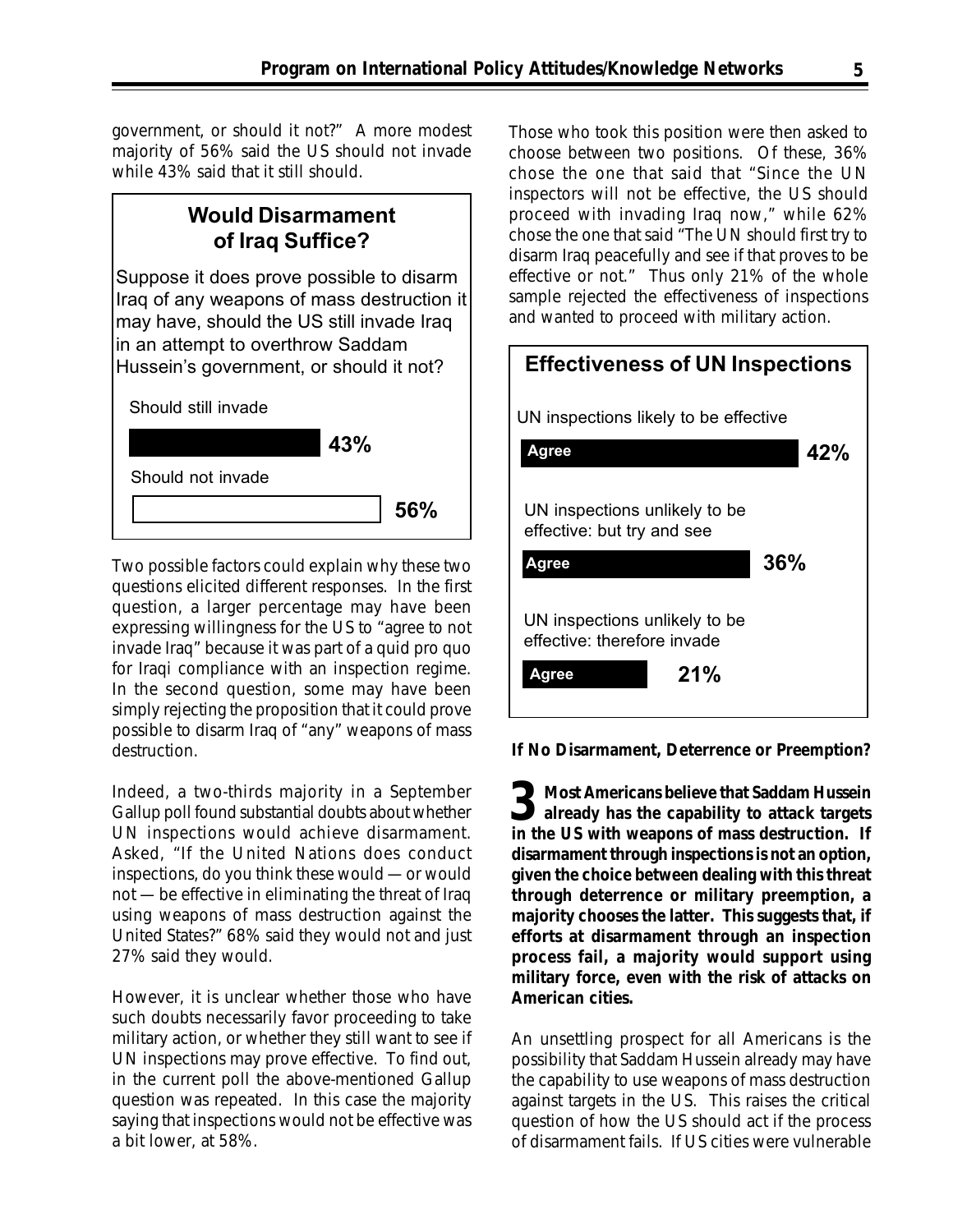government, or should it not?" A more modest majority of 56% said the US should not invade while 43% said that it still should.

### Would Disarmament of Iraq Suffice?

Suppose it does prove possible to disarm Iraq of any weapons of mass destruction it may have, should the US still invade Iraq in an attempt to overthrow Saddam Hussein's government, or should it not?

| Response | Percent |
| --- | --- |
| Should still invade | 43% |
| Should not invade | 56% |

Two possible factors could explain why these two questions elicited different responses. In the first question, a larger percentage may have been expressing willingness for the US to "agree to not invade Iraq" because it was part of a quid pro quo for Iraqi compliance with an inspection regime. In the second question, some may have been simply rejecting the proposition that it could prove possible to disarm Iraq of "any" weapons of mass destruction.

Indeed, a two-thirds majority in a September Gallup poll found substantial doubts about whether UN inspections would achieve disarmament. Asked, "If the United Nations does conduct inspections, do you think these would — or would not — be effective in eliminating the threat of Iraq using weapons of mass destruction against the United States?" 68% said they would not and just 27% said they would.

However, it is unclear whether those who have such doubts necessarily favor proceeding to take military action, or whether they still want to see if UN inspections may prove effective. To find out, in the current poll the above-mentioned Gallup question was repeated. In this case the majority saying that inspections would not be effective was a bit lower, at 58%.

Those who took this position were then asked to choose between two positions. Of these, 36% chose the one that said that "Since the UN inspectors will not be effective, the US should proceed with invading Iraq now," while 62% chose the one that said "The UN should first try to disarm Iraq peacefully and see if that proves to be effective or not." Thus only 21% of the whole sample rejected the effectiveness of inspections and wanted to proceed with military action.

### Effectiveness of UN Inspections

| Position | Agree |
| --- | --- |
| UN inspections likely to be effective | 42% |
| UN inspections unlikely to be effective: but try and see | 36% |
| UN inspections unlikely to be effective: therefore invade | 21% |

**If No Disarmament, Deterrence or Preemption?**

**3 Most Americans believe that Saddam Hussein already has the capability to attack targets in the US with weapons of mass destruction. If disarmament through inspections is not an option, given the choice between dealing with this threat through deterrence or military preemption, a majority chooses the latter. This suggests that, if efforts at disarmament through an inspection process fail, a majority would support using military force, even with the risk of attacks on American cities.**

An unsettling prospect for all Americans is the possibility that Saddam Hussein already may have the capability to use weapons of mass destruction against targets in the US. This raises the critical question of how the US should act if the process of disarmament fails. If US cities were vulnerable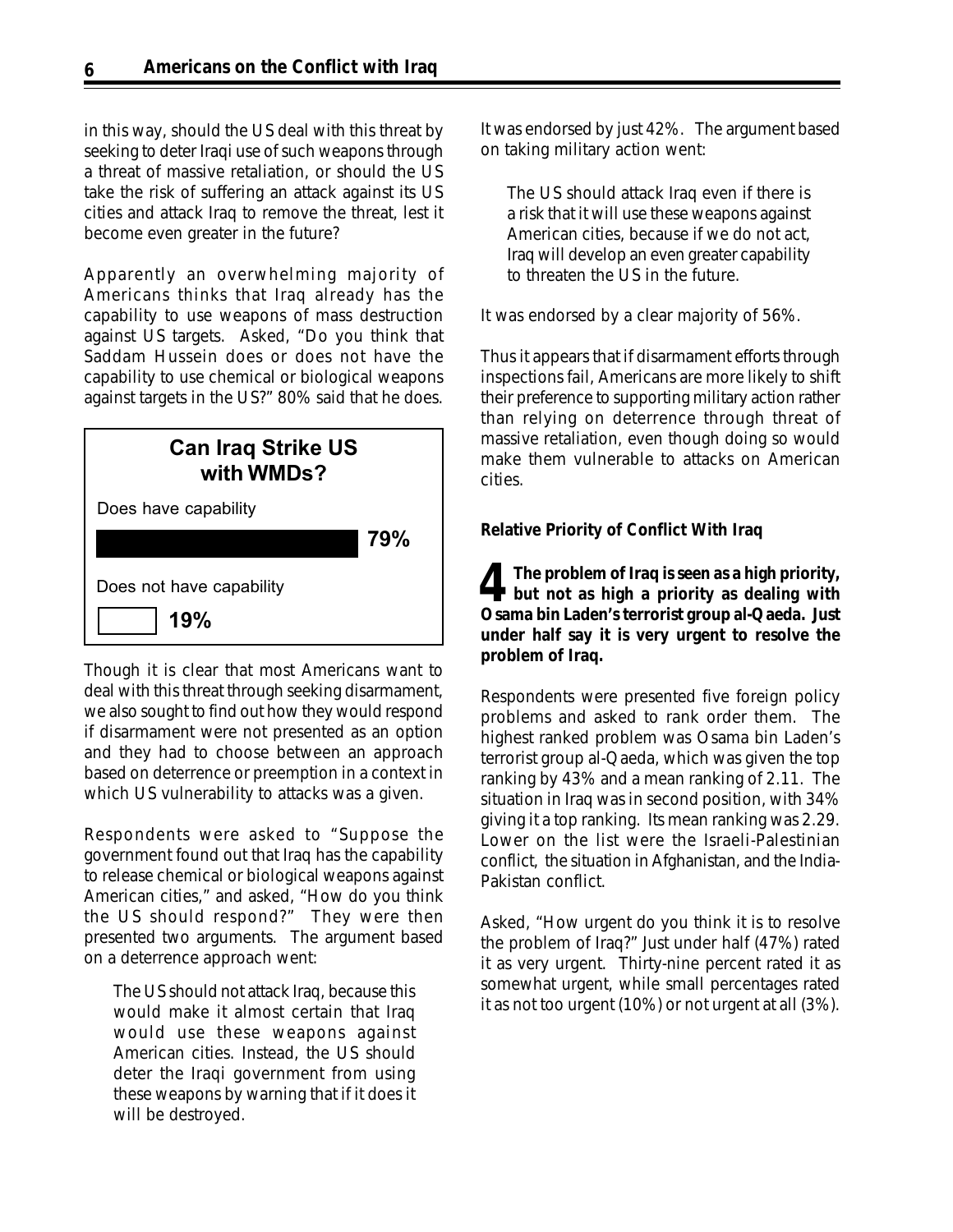in this way, should the US deal with this threat by seeking to deter Iraqi use of such weapons through a threat of massive retaliation, or should the US take the risk of suffering an attack against its US cities and attack Iraq to remove the threat, lest it become even greater in the future?

Apparently an overwhelming majority of Americans thinks that Iraq already has the capability to use weapons of mass destruction against US targets. Asked, "Do you think that Saddam Hussein does or does not have the capability to use chemical or biological weapons against targets in the US?" 80% said that he does.

**Can Iraq Strike US with WMDs?**

| Response | Percent |
|---|---|
| Does have capability | 79% |
| Does not have capability | 19% |

Though it is clear that most Americans want to deal with this threat through seeking disarmament, we also sought to find out how they would respond if disarmament were not presented as an option and they had to choose between an approach based on deterrence or preemption in a context in which US vulnerability to attacks was a given.

Respondents were asked to "Suppose the government found out that Iraq has the capability to release chemical or biological weapons against American cities," and asked, "How do you think the US should respond?" They were then presented two arguments. The argument based on a deterrence approach went:

> The US should not attack Iraq, because this would make it almost certain that Iraq would use these weapons against American cities. Instead, the US should deter the Iraqi government from using these weapons by warning that if it does it will be destroyed.

It was endorsed by just 42%. The argument based on taking military action went:

> The US should attack Iraq even if there is a risk that it will use these weapons against American cities, because if we do not act, Iraq will develop an even greater capability to threaten the US in the future.

It was endorsed by a clear majority of 56%.

Thus it appears that if disarmament efforts through inspections fail, Americans are more likely to shift their preference to supporting military action rather than relying on deterrence through threat of massive retaliation, even though doing so would make them vulnerable to attacks on American cities.

**Relative Priority of Conflict With Iraq**

**4 The problem of Iraq is seen as a high priority, but not as high a priority as dealing with Osama bin Laden's terrorist group al-Qaeda. Just under half say it is very urgent to resolve the problem of Iraq.**

Respondents were presented five foreign policy problems and asked to rank order them. The highest ranked problem was Osama bin Laden's terrorist group al-Qaeda, which was given the top ranking by 43% and a mean ranking of 2.11. The situation in Iraq was in second position, with 34% giving it a top ranking. Its mean ranking was 2.29. Lower on the list were the Israeli-Palestinian conflict, the situation in Afghanistan, and the India-Pakistan conflict.

Asked, "How urgent do you think it is to resolve the problem of Iraq?" Just under half (47%) rated it as very urgent. Thirty-nine percent rated it as somewhat urgent, while small percentages rated it as not too urgent (10%) or not urgent at all (3%).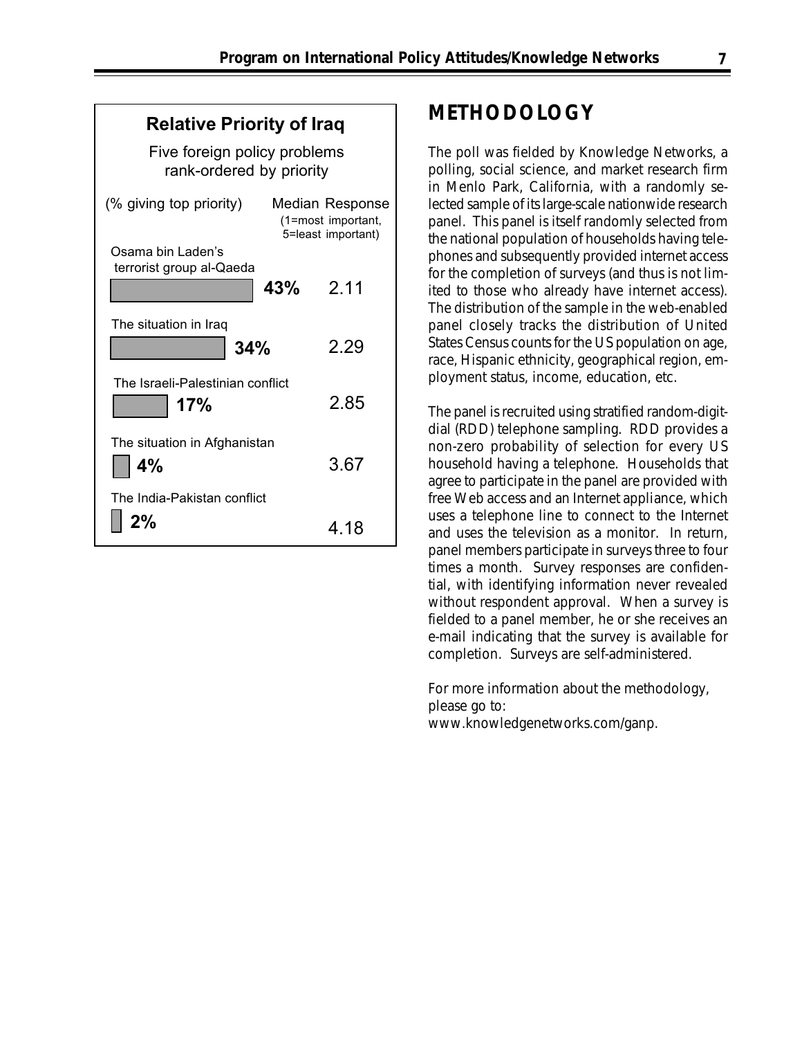**Relative Priority of Iraq**

Five foreign policy problems rank-ordered by priority

| | (% giving top priority) | Median Response (1=most important, 5=least important) |
|---|---|---|
| Osama bin Laden's terrorist group al-Qaeda | 43% | 2.11 |
| The situation in Iraq | 34% | 2.29 |
| The Israeli-Palestinian conflict | 17% | 2.85 |
| The situation in Afghanistan | 4% | 3.67 |
| The India-Pakistan conflict | 2% | 4.18 |

## METHODOLOGY

The poll was fielded by Knowledge Networks, a polling, social science, and market research firm in Menlo Park, California, with a randomly selected sample of its large-scale nationwide research panel. This panel is itself randomly selected from the national population of households having telephones and subsequently provided internet access for the completion of surveys (and thus is not limited to those who already have internet access). The distribution of the sample in the web-enabled panel closely tracks the distribution of United States Census counts for the US population on age, race, Hispanic ethnicity, geographical region, employment status, income, education, etc.

The panel is recruited using stratified random-digit-dial (RDD) telephone sampling. RDD provides a non-zero probability of selection for every US household having a telephone. Households that agree to participate in the panel are provided with free Web access and an Internet appliance, which uses a telephone line to connect to the Internet and uses the television as a monitor. In return, panel members participate in surveys three to four times a month. Survey responses are confidential, with identifying information never revealed without respondent approval. When a survey is fielded to a panel member, he or she receives an e-mail indicating that the survey is available for completion. Surveys are self-administered.

For more information about the methodology, please go to:
www.knowledgenetworks.com/ganp.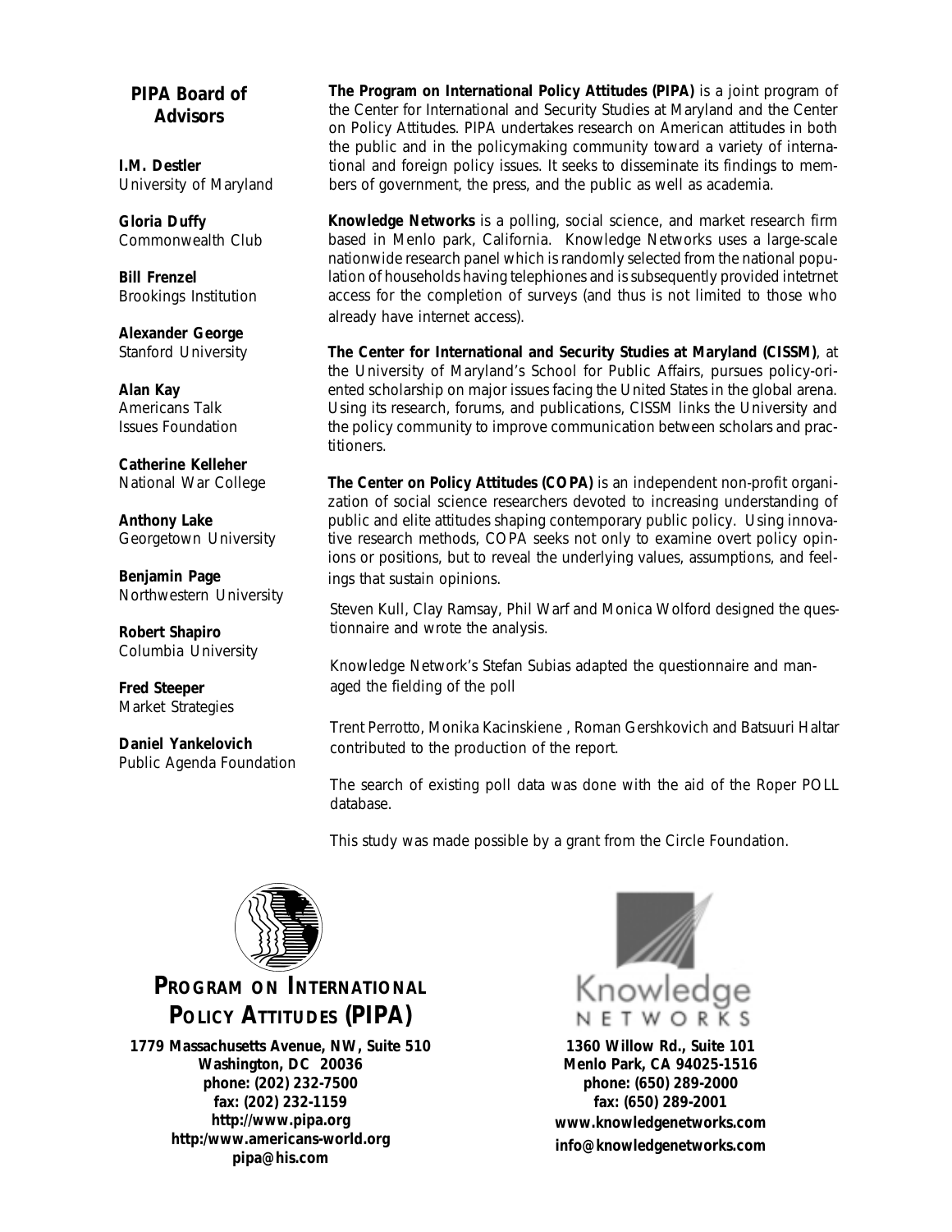## PIPA Board of Advisors

**I.M. Destler**
University of Maryland

**Gloria Duffy**
Commonwealth Club

**Bill Frenzel**
Brookings Institution

**Alexander George**
Stanford University

**Alan Kay**
Americans Talk Issues Foundation

**Catherine Kelleher**
National War College

**Anthony Lake**
Georgetown University

**Benjamin Page**
Northwestern University

**Robert Shapiro**
Columbia University

**Fred Steeper**
Market Strategies

**Daniel Yankelovich**
Public Agenda Foundation

**The Program on International Policy Attitudes (PIPA)** is a joint program of the Center for International and Security Studies at Maryland and the Center on Policy Attitudes. PIPA undertakes research on American attitudes in both the public and in the policymaking community toward a variety of international and foreign policy issues. It seeks to disseminate its findings to members of government, the press, and the public as well as academia.

**Knowledge Networks** is a polling, social science, and market research firm based in Menlo park, California. Knowledge Networks uses a large-scale nationwide research panel which is randomly selected from the national population of households having telephiones and is subsequently provided intetrnet access for the completion of surveys (and thus is not limited to those who already have internet access).

**The Center for International and Security Studies at Maryland (CISSM)**, at the University of Maryland's School for Public Affairs, pursues policy-oriented scholarship on major issues facing the United States in the global arena. Using its research, forums, and publications, CISSM links the University and the policy community to improve communication between scholars and practitioners.

**The Center on Policy Attitudes (COPA)** is an independent non-profit organization of social science researchers devoted to increasing understanding of public and elite attitudes shaping contemporary public policy. Using innovative research methods, COPA seeks not only to examine overt policy opinions or positions, but to reveal the underlying values, assumptions, and feelings that sustain opinions.

Steven Kull, Clay Ramsay, Phil Warf and Monica Wolford designed the questionnaire and wrote the analysis.

Knowledge Network's Stefan Subias adapted the questionnaire and managed the fielding of the poll

Trent Perrotto, Monika Kacinskiene , Roman Gershkovich and Batsuuri Haltar contributed to the production of the report.

The search of existing poll data was done with the aid of the Roper POLL database.

This study was made possible by a grant from the Circle Foundation.

**PROGRAM ON INTERNATIONAL POLICY ATTITUDES (PIPA)**

**1779 Massachusetts Avenue, NW, Suite 510**
**Washington, DC 20036**
**phone: (202) 232-7500**
**fax: (202) 232-1159**
**http://www.pipa.org**
**http:/www.americans-world.org**
**pipa@his.com**

Knowledge NETWORKS

**1360 Willow Rd., Suite 101**
**Menlo Park, CA 94025-1516**
**phone: (650) 289-2000**
**fax: (650) 289-2001**
**www.knowledgenetworks.com**
**info@knowledgenetworks.com**